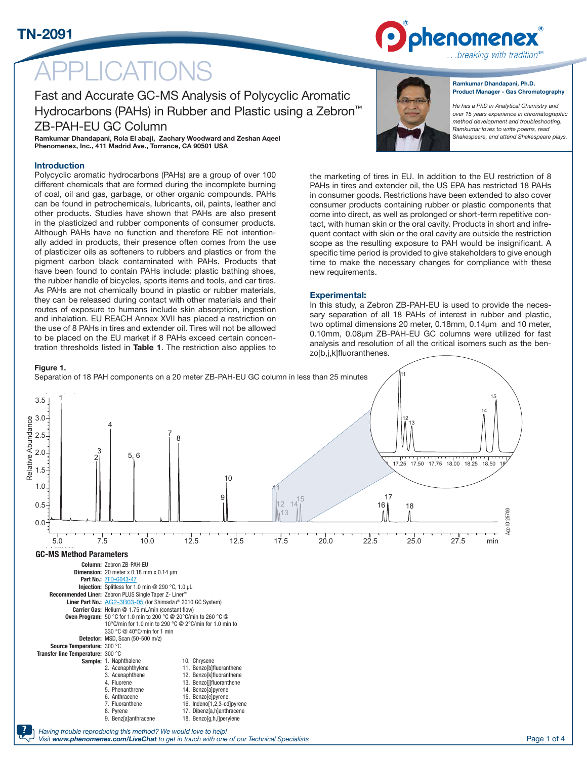# APPLICATIONS

## Fast and Accurate GC-MS Analysis of Polycyclic Aromatic Hydrocarbons (PAHs) in Rubber and Plastic using a Zebron™ ZB-PAH-EU GC Column

**Ramkumar Dhandapani, Rola El abaji, Zachary Woodward and Zeshan Aqeel**
**Phenomenex, Inc., 411 Madrid Ave., Torrance, CA 90501 USA**

**Ramkumar Dhandapani, Ph.D.**
**Product Manager - Gas Chromatography**

*He has a PhD in Analytical Chemistry and over 15 years experience in chromatographic method development and troubleshooting. Ramkumar loves to write poems, read Shakespeare, and attend Shakespeare plays.*

### Introduction

Polycyclic aromatic hydrocarbons (PAHs) are a group of over 100 different chemicals that are formed during the incomplete burning of coal, oil and gas, garbage, or other organic compounds. PAHs can be found in petrochemicals, lubricants, oil, paints, leather and other products. Studies have shown that PAHs are also present in the plasticized and rubber components of consumer products. Although PAHs have no function and therefore RE not intentionally added in products, their presence often comes from the use of plasticizer oils as softeners to rubbers and plastics or from the pigment carbon black contaminated with PAHs. Products that have been found to contain PAHs include: plastic bathing shoes, the rubber handle of bicycles, sports items and tools, and car tires. As PAHs are not chemically bound in plastic or rubber materials, they can be released during contact with other materials and their routes of exposure to humans include skin absorption, ingestion and inhalation. EU REACH Annex XVII has placed a restriction on the use of 8 PAHs in tires and extender oil. Tires will not be allowed to be placed on the EU market if 8 PAHs exceed certain concentration thresholds listed in **Table 1**. The restriction also applies to the marketing of tires in EU. In addition to the EU restriction of 8 PAHs in tires and extender oil, the US EPA has restricted 18 PAHs in consumer goods. Restrictions have been extended to also cover consumer products containing rubber or plastic components that come into direct, as well as prolonged or short-term repetitive contact, with human skin or the oral cavity. Products in short and infrequent contact with skin or the oral cavity are outside the restriction scope as the resulting exposure to PAH would be insignificant. A specific time period is provided to give stakeholders to give enough time to make the necessary changes for compliance with these new requirements.

### Experimental:

In this study, a Zebron ZB-PAH-EU is used to provide the necessary separation of all 18 PAHs of interest in rubber and plastic, two optimal dimensions 20 meter, 0.18mm, 0.14µm and 10 meter, 0.10mm, 0.08µm ZB-PAH-EU GC columns were utilized for fast analysis and resolution of all the critical isomers such as the benzo[b,j,k]fluoranthenes.

**Figure 1.**
Separation of 18 PAH components on a 20 meter ZB-PAH-EU GC column in less than 25 minutes

### GC-MS Method Parameters

**Column:** Zebron ZB-PAH-EU
**Dimension:** 20 meter x 0.18 mm x 0.14 µm
**Part No.:** 7FD-G043-47
**Injection:** Splitless for 1.0 min @ 290 °C, 1.0 µL
**Recommended Liner:** Zebron PLUS Single Taper Z- Liner™
**Liner Part No.:** AG2-3B03-05 (for Shimadzu® 2010 GC System)
**Carrier Gas:** Helium @ 1.75 mL/min (constant flow)
**Oven Program:** 50 °C for 1.0 min to 200 °C @ 20°C/min to 260 °C @ 10°C/min for 1.0 min to 290 °C @ 2°C/min for 1.0 min to 330 °C @ 40°C/min for 1 min
**Detector:** MSD, Scan (50-500 m/z)
**Source Temperature:** 300 °C
**Transfer line Temperature:** 300 °C
**Sample:**
1. Naphthalene
2. Acenaphthylene
3. Acenaphthene
4. Fluorene
5. Phenanthrene
6. Anthracene
7. Fluoranthene
8. Pyrene
9. Benz[a]anthracene
10. Chrysene
11. Benzo[b]fluoranthene
12. Benzo[k]fluoranthene
13. Benzo[j]fluoranthene
14. Benzo[a]pyrene
15. Benzo[e]pyrene
16. Indeno[1,2,3-cd]pyrene
17. Dibenz[a,h]anthracene
18. Benzo[g,h,i]perylene

*Having trouble reproducing this method? We would love to help!*
*Visit **www.phenomenex.com/LiveChat** to get in touch with one of our Technical Specialists*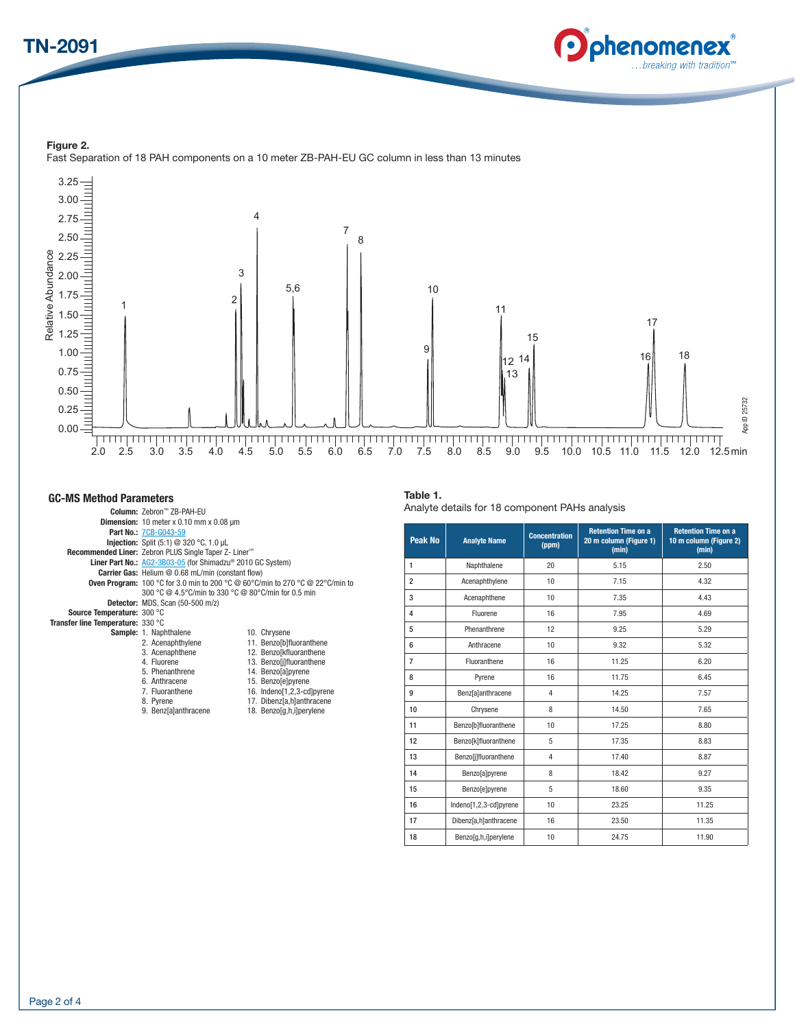**Figure 2.**
Fast Separation of 18 PAH components on a 10 meter ZB-PAH-EU GC column in less than 13 minutes

## GC-MS Method Parameters

**Column:** Zebron™ ZB-PAH-EU
**Dimension:** 10 meter x 0.10 mm x 0.08 µm
**Part No.:** 7CB-G043-59
**Injection:** Split (5:1) @ 320 °C, 1.0 µL
**Recommended Liner:** Zebron PLUS Single Taper Z- Liner™
**Liner Part No.:** AG2-3B03-05 (for Shimadzu® 2010 GC System)
**Carrier Gas:** Helium @ 0.68 mL/min (constant flow)
**Oven Program:** 100 °C for 3.0 min to 200 °C @ 60°C/min to 270 °C @ 22°C/min to 300 °C @ 4.5°C/min to 330 °C @ 80°C/min for 0.5 min
**Detector:** MDS, Scan (50-500 m/z)
**Source Temperature:** 300 °C
**Transfer line Temperature:** 330 °C
**Sample:**
1. Naphthalene
2. Acenaphthylene
3. Acenaphthene
4. Fluorene
5. Phenanthrene
6. Anthracene
7. Fluoranthene
8. Pyrene
9. Benz[a]anthracene
10. Chrysene
11. Benzo[b]fluoranthene
12. Benzo[k]fluoranthene
13. Benzo[j]fluoranthene
14. Benzo[a]pyrene
15. Benzo[e]pyrene
16. Indeno[1,2,3-cd]pyrene
17. Dibenz[a,h]anthracene
18. Benzo[g,h,i]perylene

**Table 1.**
Analyte details for 18 component PAHs analysis

| Peak No | Analyte Name | Concentration (ppm) | Retention Time on a 20 m column (Figure 1) (min) | Retention Time on a 10 m column (Figure 2) (min) |
|---|---|---|---|---|
| 1 | Naphthalene | 20 | 5.15 | 2.50 |
| 2 | Acenaphthylene | 10 | 7.15 | 4.32 |
| 3 | Acenaphthene | 10 | 7.35 | 4.43 |
| 4 | Fluorene | 16 | 7.95 | 4.69 |
| 5 | Phenanthrene | 12 | 9.25 | 5.29 |
| 6 | Anthracene | 10 | 9.32 | 5.32 |
| 7 | Fluoranthene | 16 | 11.25 | 6.20 |
| 8 | Pyrene | 16 | 11.75 | 6.45 |
| 9 | Benz[a]anthracene | 4 | 14.25 | 7.57 |
| 10 | Chrysene | 8 | 14.50 | 7.65 |
| 11 | Benzo[b]fluoranthene | 10 | 17.25 | 8.80 |
| 12 | Benzo[k]fluoranthene | 5 | 17.35 | 8.83 |
| 13 | Benzo[j]fluoranthene | 4 | 17.40 | 8.87 |
| 14 | Benzo[a]pyrene | 8 | 18.42 | 9.27 |
| 15 | Benzo[e]pyrene | 5 | 18.60 | 9.35 |
| 16 | Indeno[1,2,3-cd]pyrene | 10 | 23.25 | 11.25 |
| 17 | Dibenz[a,h]anthracene | 16 | 23.50 | 11.35 |
| 18 | Benzo[g,h,i]perylene | 10 | 24.75 | 11.90 |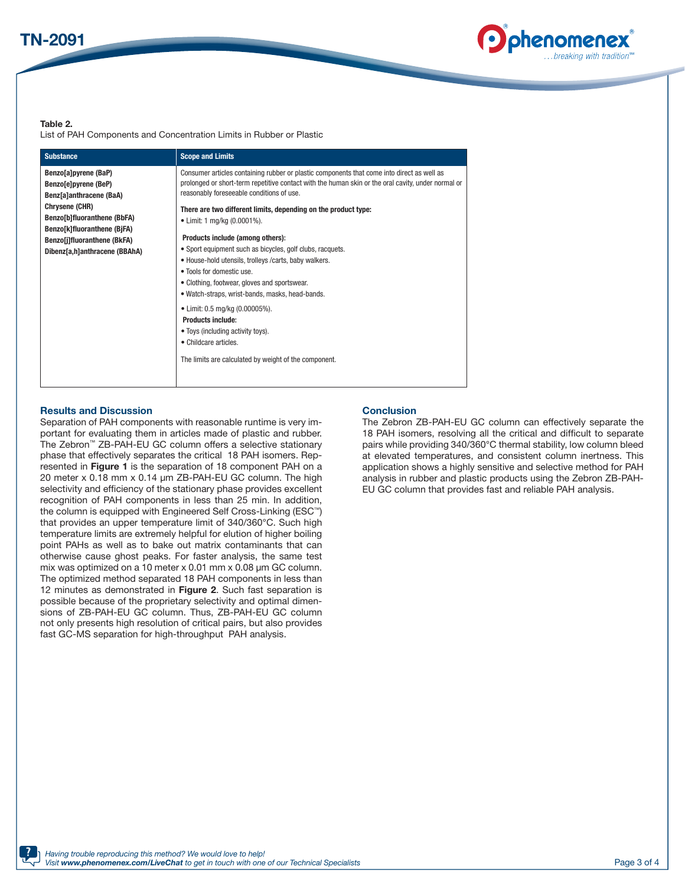**Table 2.**
List of PAH Components and Concentration Limits in Rubber or Plastic

| Substance | Scope and Limits |
|---|---|
| **Benzo[a]pyrene (BaP)**<br>**Benzo[e]pyrene (BeP)**<br>**Benz[a]anthracene (BaA)**<br>**Chrysene (CHR)**<br>**Benzo[b]fluoranthene (BbFA)**<br>**Benzo[k]fluoranthene (BjFA)**<br>**Benzo[j]fluoranthene (BkFA)**<br>**Dibenz[a,h]anthracene (BBAhA)** | Consumer articles containing rubber or plastic components that come into direct as well as prolonged or short-term repetitive contact with the human skin or the oral cavity, under normal or reasonably foreseeable conditions of use.<br><br>**There are two different limits, depending on the product type:**<br>• Limit: 1 mg/kg (0.0001%).<br><br>**Products include (among others):**<br>• Sport equipment such as bicycles, golf clubs, racquets.<br>• House-hold utensils, trolleys /carts, baby walkers.<br>• Tools for domestic use.<br>• Clothing, footwear, gloves and sportswear.<br>• Watch-straps, wrist-bands, masks, head-bands.<br><br>• Limit: 0.5 mg/kg (0.00005%).<br>**Products include:**<br>• Toys (including activity toys).<br>• Childcare articles.<br><br>The limits are calculated by weight of the component. |

## Results and Discussion

Separation of PAH components with reasonable runtime is very important for evaluating them in articles made of plastic and rubber. The Zebron™ ZB-PAH-EU GC column offers a selective stationary phase that effectively separates the critical 18 PAH isomers. Represented in **Figure 1** is the separation of 18 component PAH on a 20 meter x 0.18 mm x 0.14 µm ZB-PAH-EU GC column. The high selectivity and efficiency of the stationary phase provides excellent recognition of PAH components in less than 25 min. In addition, the column is equipped with Engineered Self Cross-Linking (ESC™) that provides an upper temperature limit of 340/360°C. Such high temperature limits are extremely helpful for elution of higher boiling point PAHs as well as to bake out matrix contaminants that can otherwise cause ghost peaks. For faster analysis, the same test mix was optimized on a 10 meter x 0.01 mm x 0.08 µm GC column. The optimized method separated 18 PAH components in less than 12 minutes as demonstrated in **Figure 2**. Such fast separation is possible because of the proprietary selectivity and optimal dimensions of ZB-PAH-EU GC column. Thus, ZB-PAH-EU GC column not only presents high resolution of critical pairs, but also provides fast GC-MS separation for high-throughput PAH analysis.

## Conclusion

The Zebron ZB-PAH-EU GC column can effectively separate the 18 PAH isomers, resolving all the critical and difficult to separate pairs while providing 340/360°C thermal stability, low column bleed at elevated temperatures, and consistent column inertness. This application shows a highly sensitive and selective method for PAH analysis in rubber and plastic products using the Zebron ZB-PAH-EU GC column that provides fast and reliable PAH analysis.

*Having trouble reproducing this method? We would love to help!*
*Visit **www.phenomenex.com/LiveChat** to get in touch with one of our Technical Specialists*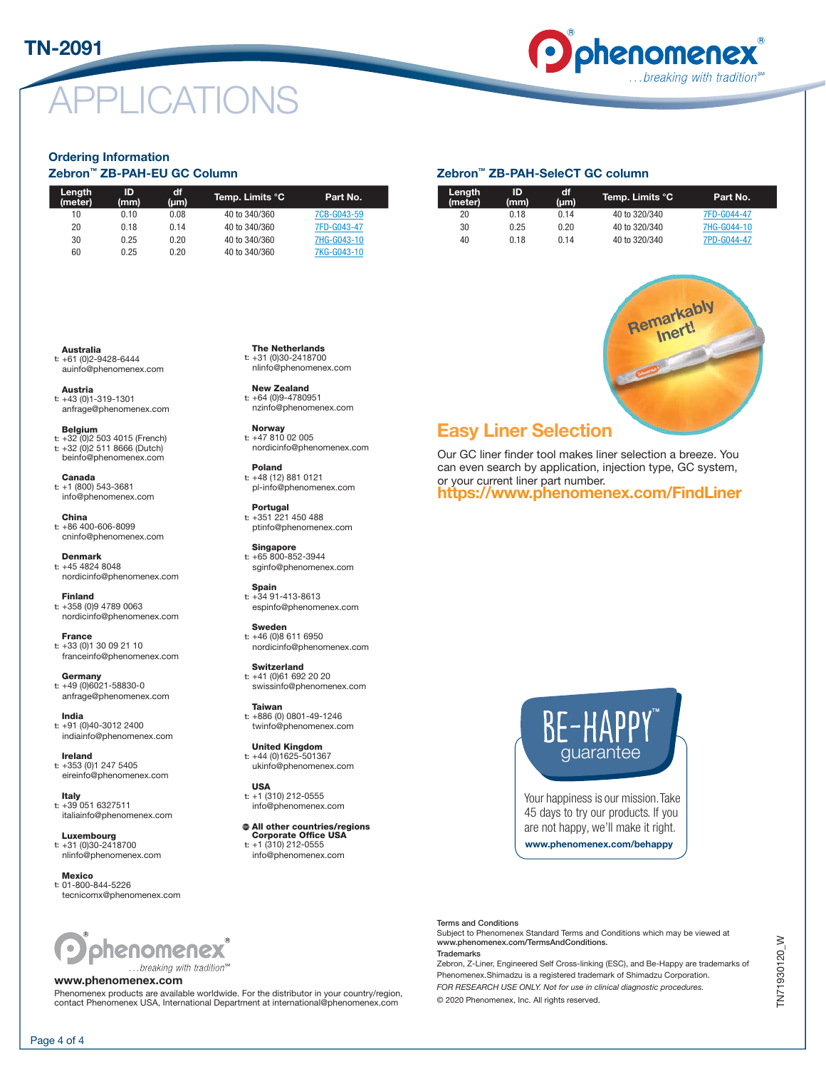# APPLICATIONS

## Ordering Information

### Zebron™ ZB-PAH-EU GC Column

| Length (meter) | ID (mm) | df (µm) | Temp. Limits °C | Part No. |
|---|---|---|---|---|
| 10 | 0.10 | 0.08 | 40 to 340/360 | 7CB-G043-59 |
| 20 | 0.18 | 0.14 | 40 to 340/360 | 7FD-G043-47 |
| 30 | 0.25 | 0.20 | 40 to 340/360 | 7HG-G043-10 |
| 60 | 0.25 | 0.20 | 40 to 340/360 | 7KG-G043-10 |

### Zebron™ ZB-PAH-SeleCT GC column

| Length (meter) | ID (mm) | df (µm) | Temp. Limits °C | Part No. |
|---|---|---|---|---|
| 20 | 0.18 | 0.14 | 40 to 320/340 | 7FD-G044-47 |
| 30 | 0.25 | 0.20 | 40 to 320/340 | 7HG-G044-10 |
| 40 | 0.18 | 0.14 | 40 to 320/340 | 7PD-G044-47 |

Remarkably Inert!

## Easy Liner Selection

Our GC liner finder tool makes liner selection a breeze. You can even search by application, injection type, GC system, or your current liner part number.
**https://www.phenomenex.com/FindLiner**

**Australia**
t: +61 (0)2-9428-6444
auinfo@phenomenex.com

**Austria**
t: +43 (0)1-319-1301
anfrage@phenomenex.com

**Belgium**
t: +32 (0)2 503 4015 (French)
t: +32 (0)2 511 8666 (Dutch)
beinfo@phenomenex.com

**Canada**
t: +1 (800) 543-3681
info@phenomenex.com

**China**
t: +86 400-606-8099
cninfo@phenomenex.com

**Denmark**
t: +45 4824 8048
nordicinfo@phenomenex.com

**Finland**
t: +358 (0)9 4789 0063
nordicinfo@phenomenex.com

**France**
t: +33 (0)1 30 09 21 10
franceinfo@phenomenex.com

**Germany**
t: +49 (0)6021-58830-0
anfrage@phenomenex.com

**India**
t: +91 (0)40-3012 2400
indiainfo@phenomenex.com

**Ireland**
t: +353 (0)1 247 5405
eireinfo@phenomenex.com

**Italy**
t: +39 051 6327511
italiainfo@phenomenex.com

**Luxembourg**
t: +31 (0)30-2418700
nlinfo@phenomenex.com

**Mexico**
t: 01-800-844-5226
tecnicomx@phenomenex.com

**The Netherlands**
t: +31 (0)30-2418700
nlinfo@phenomenex.com

**New Zealand**
t: +64 (0)9-4780951
nzinfo@phenomenex.com

**Norway**
t: +47 810 02 005
nordicinfo@phenomenex.com

**Poland**
t: +48 (12) 881 0121
pl-info@phenomenex.com

**Portugal**
t: +351 221 450 488
ptinfo@phenomenex.com

**Singapore**
t: +65 800-852-3944
sginfo@phenomenex.com

**Spain**
t: +34 91-413-8613
espinfo@phenomenex.com

**Sweden**
t: +46 (0)8 611 6950
nordicinfo@phenomenex.com

**Switzerland**
t: +41 (0)61 692 20 20
swissinfo@phenomenex.com

**Taiwan**
t: +886 (0) 0801-49-1246
twinfo@phenomenex.com

**United Kingdom**
t: +44 (0)1625-501367
ukinfo@phenomenex.com

**USA**
t: +1 (310) 212-0555
info@phenomenex.com

**All other countries/regions Corporate Office USA**
t: +1 (310) 212-0555
info@phenomenex.com

BE-HAPPY™ guarantee

Your happiness is our mission. Take 45 days to try our products. If you are not happy, we'll make it right.
**www.phenomenex.com/behappy**

phenomenex ...breaking with tradition℠

**www.phenomenex.com**
Phenomenex products are available worldwide. For the distributor in your country/region, contact Phenomenex USA, International Department at international@phenomenex.com

**Terms and Conditions**
Subject to Phenomenex Standard Terms and Conditions which may be viewed at **www.phenomenex.com/TermsAndConditions.**

**Trademarks**
Zebron, Z-Liner, Engineered Self Cross-linking (ESC), and Be-Happy are trademarks of Phenomenex.Shimadzu is a registered trademark of Shimadzu Corporation.

*FOR RESEARCH USE ONLY. Not for use in clinical diagnostic procedures.*

© 2020 Phenomenex, Inc. All rights reserved.

TN71930120_W